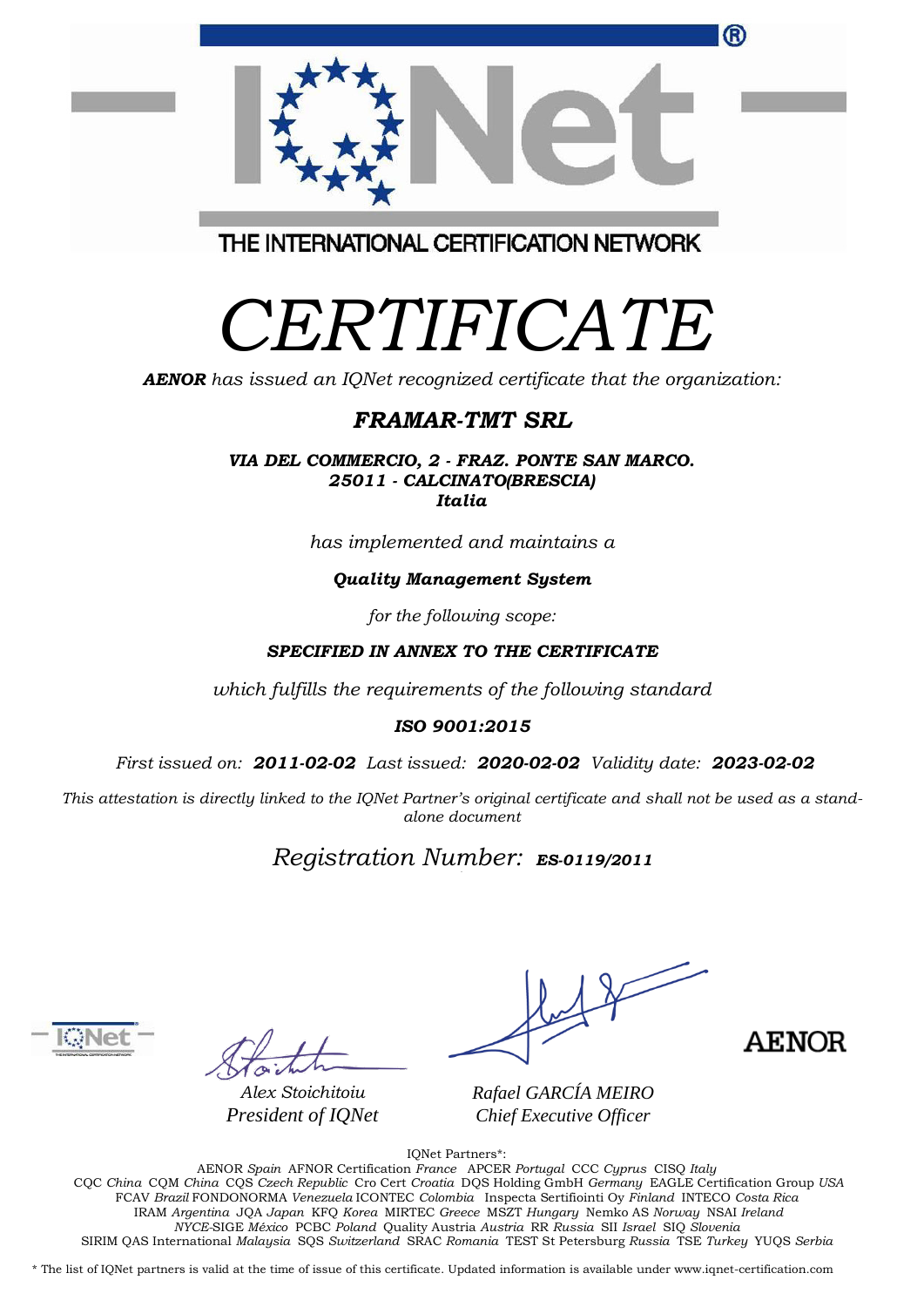THE INTERNATIONAL CERTIFICATION NETWORK

# *CERTIFICATE*

***AENOR*** *has issued an IQNet recognized certificate that the organization:*

## ***FRAMAR-TMT SRL***

***VIA DEL COMMERCIO, 2 - FRAZ. PONTE SAN MARCO.***
***25011 - CALCINATO(BRESCIA)***
***Italia***

*has implemented and maintains a*

***Quality Management System***

*for the following scope:*

***SPECIFIED IN ANNEX TO THE CERTIFICATE***

*which fulfills the requirements of the following standard*

***ISO 9001:2015***

*First issued on:* ***2011-02-02*** *Last issued:* ***2020-02-02*** *Validity date:* ***2023-02-02***

*This attestation is directly linked to the IQNet Partner's original certificate and shall not be used as a stand-alone document*

*Registration Number:* ***ES-0119/2011***

*Alex Stoichitoiu*
*President of IQNet*

*Rafael GARCÍA MEIRO*
*Chief Executive Officer*

AENOR

IQNet Partners*:
AENOR *Spain* AFNOR Certification *France* APCER *Portugal* CCC *Cyprus* CISQ *Italy*
CQC *China* CQM *China* CQS *Czech Republic* Cro Cert *Croatia* DQS Holding GmbH *Germany* EAGLE Certification Group *USA*
FCAV *Brazil* FONDONORMA *Venezuela* ICONTEC *Colombia* Inspecta Sertifiointi Oy *Finland* INTECO *Costa Rica*
IRAM *Argentina* JQA *Japan* KFQ *Korea* MIRTEC *Greece* MSZT *Hungary* Nemko AS *Norway* NSAI *Ireland*
*NYCE*-SIGE *México* PCBC *Poland* Quality Austria *Austria* RR *Russia* SII *Israel* SIQ *Slovenia*
SIRIM QAS International *Malaysia* SQS *Switzerland* SRAC *Romania* TEST St Petersburg *Russia* TSE *Turkey* YUQS *Serbia*

* The list of IQNet partners is valid at the time of issue of this certificate. Updated information is available under www.iqnet-certification.com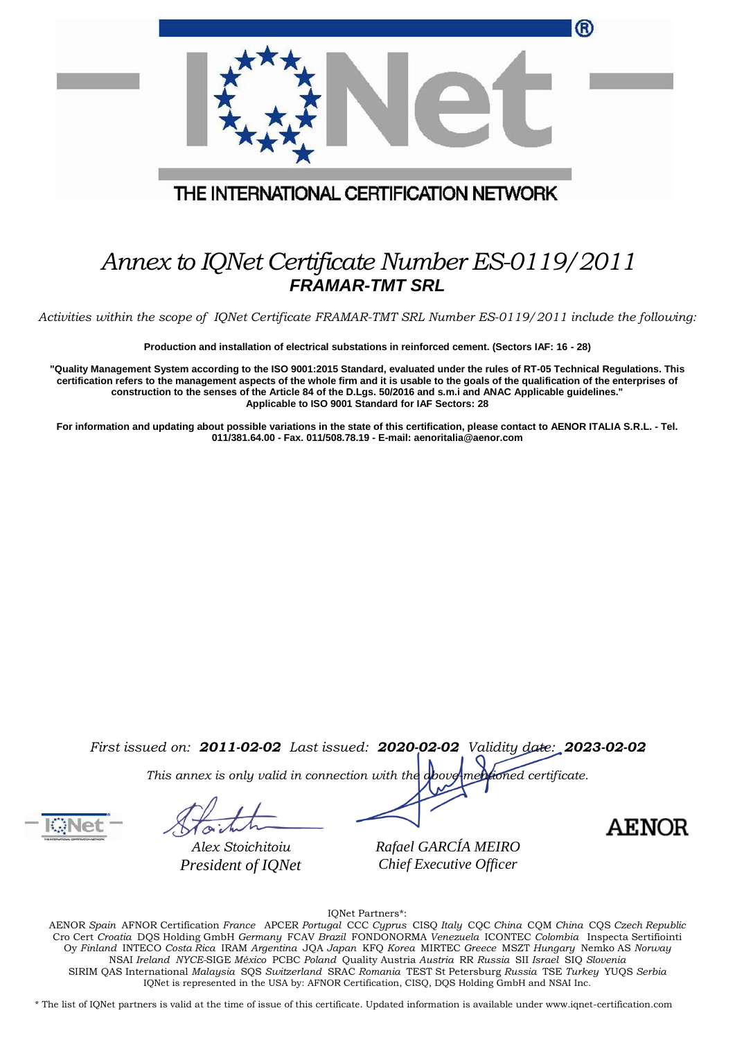THE INTERNATIONAL CERTIFICATION NETWORK

# *Annex to IQNet Certificate Number ES-0119/2011*

## ***FRAMAR-TMT SRL***

*Activities within the scope of IQNet Certificate FRAMAR-TMT SRL Number ES-0119/2011 include the following:*

**Production and installation of electrical substations in reinforced cement. (Sectors IAF: 16 - 28)**

**"Quality Management System according to the ISO 9001:2015 Standard, evaluated under the rules of RT-05 Technical Regulations. This certification refers to the management aspects of the whole firm and it is usable to the goals of the qualification of the enterprises of construction to the senses of the Article 84 of the D.Lgs. 50/2016 and s.m.i and ANAC Applicable guidelines." Applicable to ISO 9001 Standard for IAF Sectors: 28**

**For information and updating about possible variations in the state of this certification, please contact to AENOR ITALIA S.R.L. - Tel. 011/381.64.00 - Fax. 011/508.78.19 - E-mail: aenoritalia@aenor.com**

*First issued on:* ***2011-02-02*** *Last issued:* ***2020-02-02*** *Validity date:* ***2023-02-02***

*This annex is only valid in connection with the above-mentioned certificate.*

*Alex Stoichitoiu*
*President of IQNet*

*Rafael GARCÍA MEIRO*
*Chief Executive Officer*

AENOR

IQNet Partners*:

AENOR *Spain* AFNOR Certification *France* APCER *Portugal* CCC *Cyprus* CISQ *Italy* CQC *China* CQM *China* CQS *Czech Republic* Cro Cert *Croatia* DQS Holding GmbH *Germany* FCAV *Brazil* FONDONORMA *Venezuela* ICONTEC *Colombia* Inspecta Sertifiointi Oy *Finland* INTECO *Costa Rica* IRAM *Argentina* JQA *Japan* KFQ *Korea* MIRTEC *Greece* MSZT *Hungary* Nemko AS *Norway* NSAI *Ireland* *NYCE*-SIGE *México* PCBC *Poland* Quality Austria *Austria* RR *Russia* SII *Israel* SIQ *Slovenia* SIRIM QAS International *Malaysia* SQS *Switzerland* SRAC *Romania* TEST St Petersburg *Russia* TSE *Turkey* YUQS *Serbia*
IQNet is represented in the USA by: AFNOR Certification, CISQ, DQS Holding GmbH and NSAI Inc.

* The list of IQNet partners is valid at the time of issue of this certificate. Updated information is available under www.iqnet-certification.com